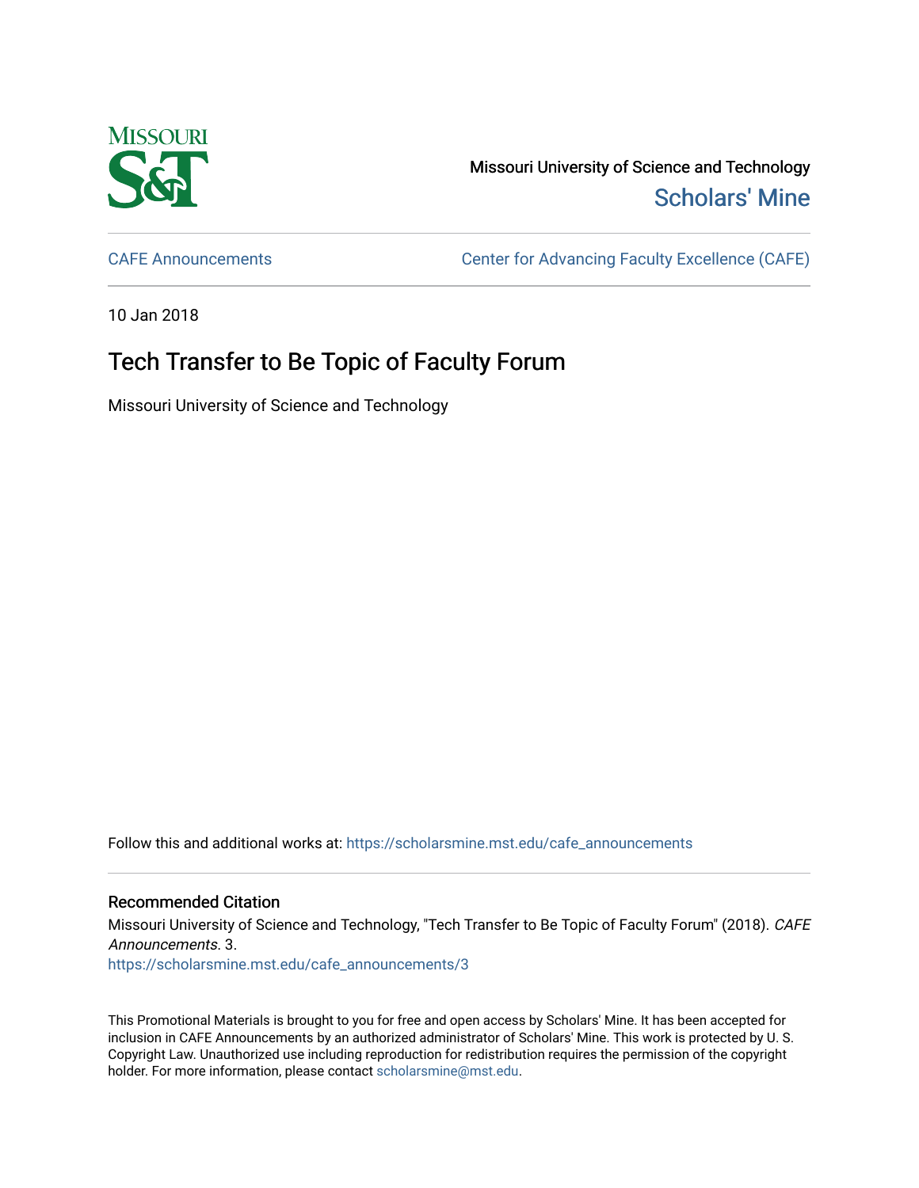Missouri University of Science and Technology

Scholars' Mine

CAFE Announcements

Center for Advancing Faculty Excellence (CAFE)

10 Jan 2018

# Tech Transfer to Be Topic of Faculty Forum

Missouri University of Science and Technology

Follow this and additional works at: https://scholarsmine.mst.edu/cafe_announcements

## Recommended Citation

Missouri University of Science and Technology, "Tech Transfer to Be Topic of Faculty Forum" (2018). *CAFE Announcements*. 3.
https://scholarsmine.mst.edu/cafe_announcements/3

This Promotional Materials is brought to you for free and open access by Scholars' Mine. It has been accepted for inclusion in CAFE Announcements by an authorized administrator of Scholars' Mine. This work is protected by U. S. Copyright Law. Unauthorized use including reproduction for redistribution requires the permission of the copyright holder. For more information, please contact scholarsmine@mst.edu.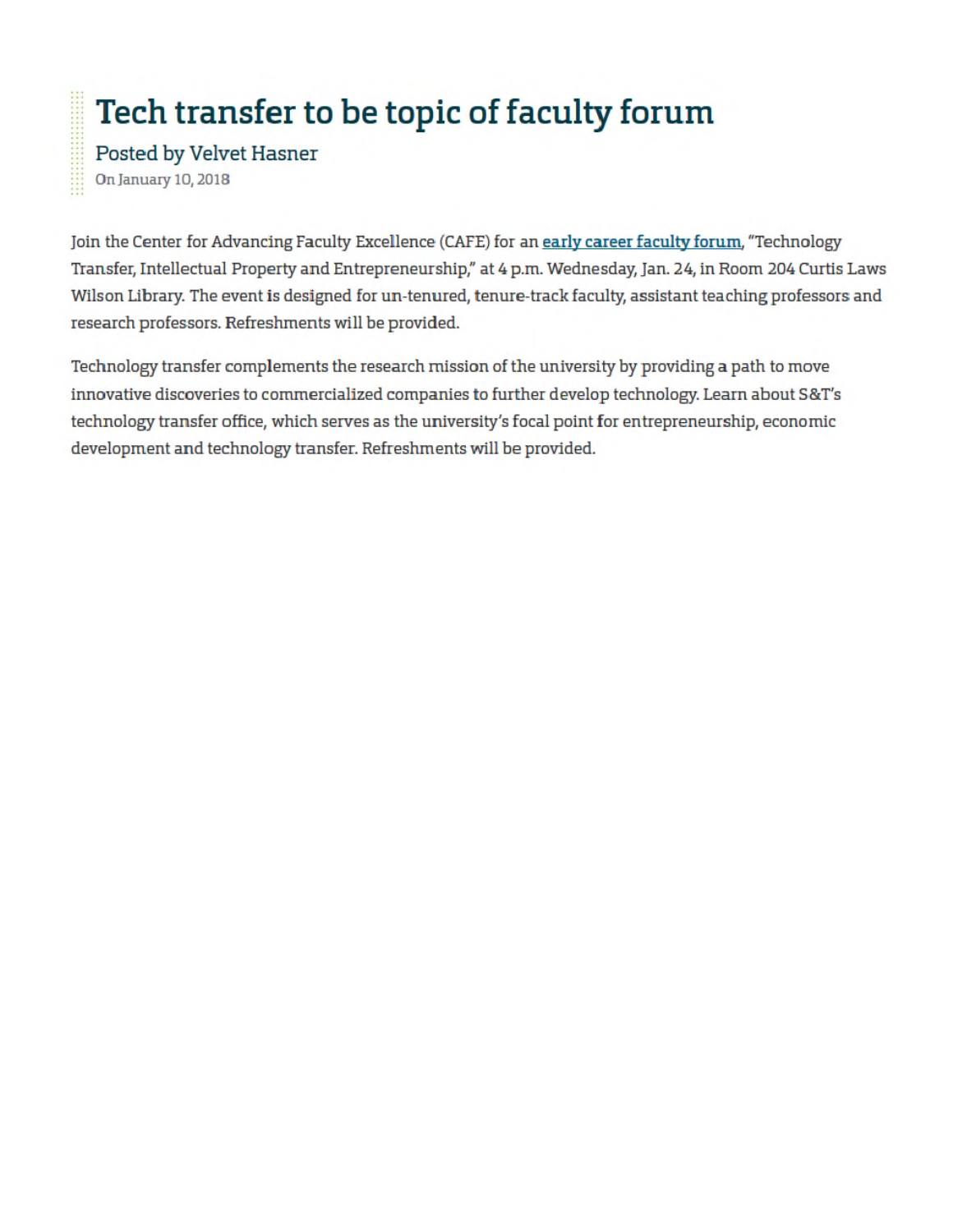# Tech transfer to be topic of faculty forum

Posted by Velvet Hasner

On January 10, 2018

Join the Center for Advancing Faculty Excellence (CAFE) for an early career faculty forum, "Technology Transfer, Intellectual Property and Entrepreneurship," at 4 p.m. Wednesday, Jan. 24, in Room 204 Curtis Laws Wilson Library. The event is designed for un-tenured, tenure-track faculty, assistant teaching professors and research professors. Refreshments will be provided.

Technology transfer complements the research mission of the university by providing a path to move innovative discoveries to commercialized companies to further develop technology. Learn about S&T's technology transfer office, which serves as the university's focal point for entrepreneurship, economic development and technology transfer. Refreshments will be provided.